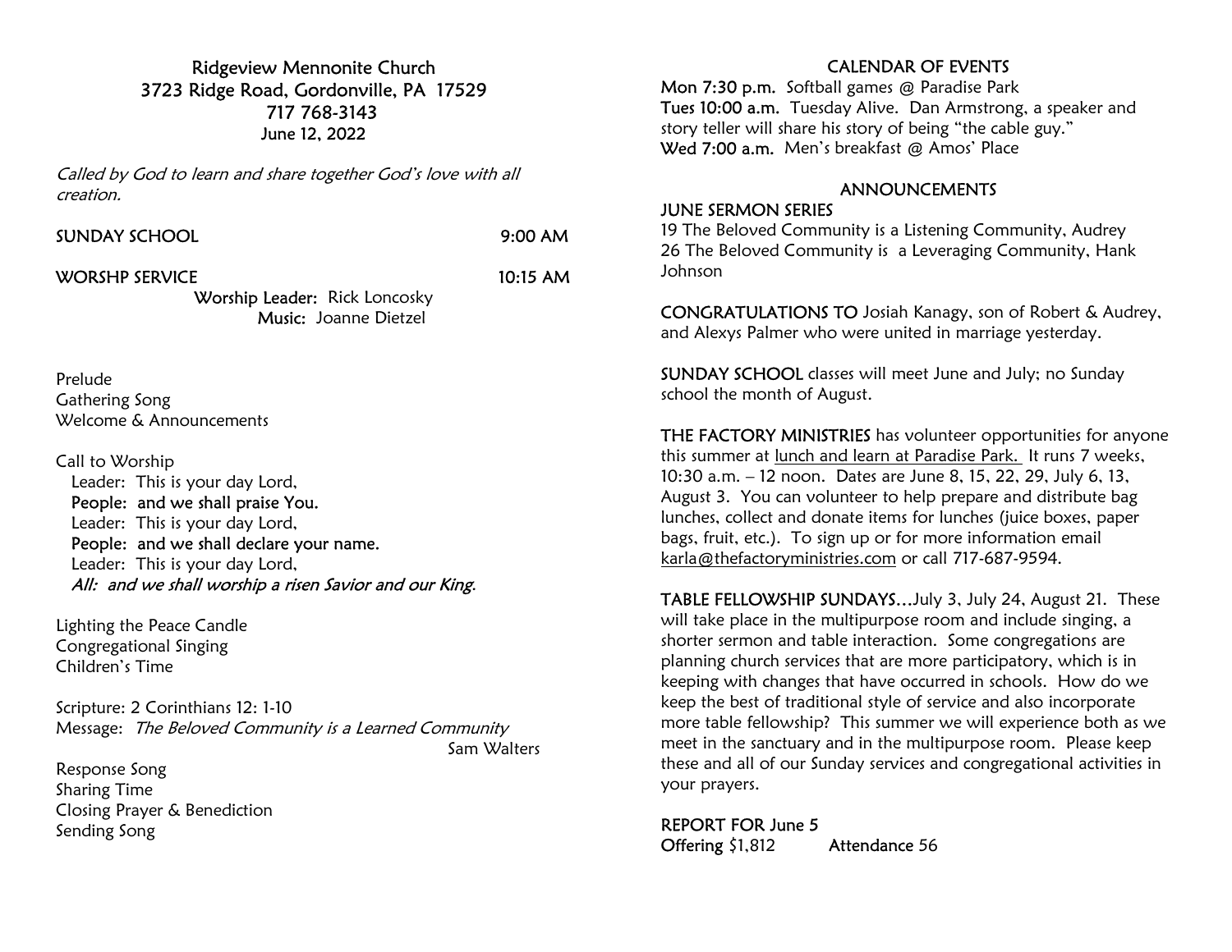# Ridgeview Mennonite Church

3723 Ridge Road, Gordonville, PA 17529
717 768-3143
June 12, 2022

*Called by God to learn and share together God's love with all creation.*

SUNDAY SCHOOL 9:00 AM

WORSHP SERVICE 10:15 AM

**Worship Leader:** Rick Loncosky
**Music:** Joanne Dietzel

Prelude
Gathering Song
Welcome & Announcements

Call to Worship

Leader: This is your day Lord,
**People: and we shall praise You.**
Leader: This is your day Lord,
**People: and we shall declare your name.**
Leader: This is your day Lord,
***All: and we shall worship a risen Savior and our King.***

Lighting the Peace Candle
Congregational Singing
Children's Time

Scripture: 2 Corinthians 12: 1-10
Message: *The Beloved Community is a Learned Community*
Sam Walters

Response Song
Sharing Time
Closing Prayer & Benediction
Sending Song

## CALENDAR OF EVENTS

**Mon 7:30 p.m.** Softball games @ Paradise Park
**Tues 10:00 a.m.** Tuesday Alive. Dan Armstrong, a speaker and story teller will share his story of being "the cable guy."
**Wed 7:00 a.m.** Men's breakfast @ Amos' Place

## ANNOUNCEMENTS

**JUNE SERMON SERIES**
19 The Beloved Community is a Listening Community, Audrey
26 The Beloved Community is a Leveraging Community, Hank Johnson

**CONGRATULATIONS TO** Josiah Kanagy, son of Robert & Audrey, and Alexys Palmer who were united in marriage yesterday.

**SUNDAY SCHOOL** classes will meet June and July; no Sunday school the month of August.

**THE FACTORY MINISTRIES** has volunteer opportunities for anyone this summer at lunch and learn at Paradise Park. It runs 7 weeks, 10:30 a.m. – 12 noon. Dates are June 8, 15, 22, 29, July 6, 13, August 3. You can volunteer to help prepare and distribute bag lunches, collect and donate items for lunches (juice boxes, paper bags, fruit, etc.). To sign up or for more information email karla@thefactoryministries.com or call 717-687-9594.

**TABLE FELLOWSHIP SUNDAYS**…July 3, July 24, August 21. These will take place in the multipurpose room and include singing, a shorter sermon and table interaction. Some congregations are planning church services that are more participatory, which is in keeping with changes that have occurred in schools. How do we keep the best of traditional style of service and also incorporate more table fellowship? This summer we will experience both as we meet in the sanctuary and in the multipurpose room. Please keep these and all of our Sunday services and congregational activities in your prayers.

**REPORT FOR June 5**
**Offering** $1,812 **Attendance** 56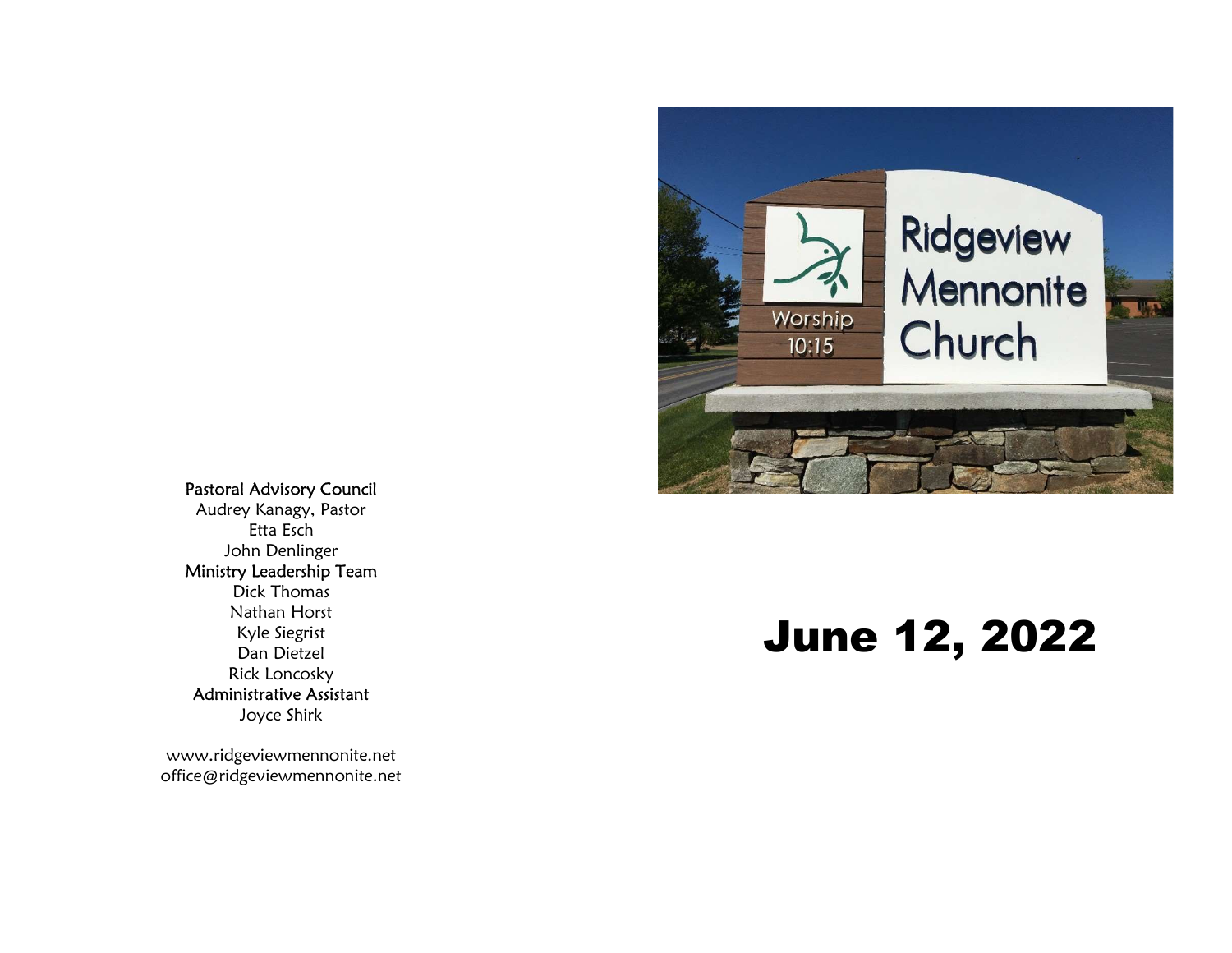**Pastoral Advisory Council**
Audrey Kanagy, Pastor
Etta Esch
John Denlinger
**Ministry Leadership Team**
Dick Thomas
Nathan Horst
Kyle Siegrist
Dan Dietzel
Rick Loncosky
**Administrative Assistant**
Joyce Shirk

www.ridgeviewmennonite.net
office@ridgeviewmennonite.net

Ridgeview Mennonite Church

Worship 10:15

# June 12, 2022